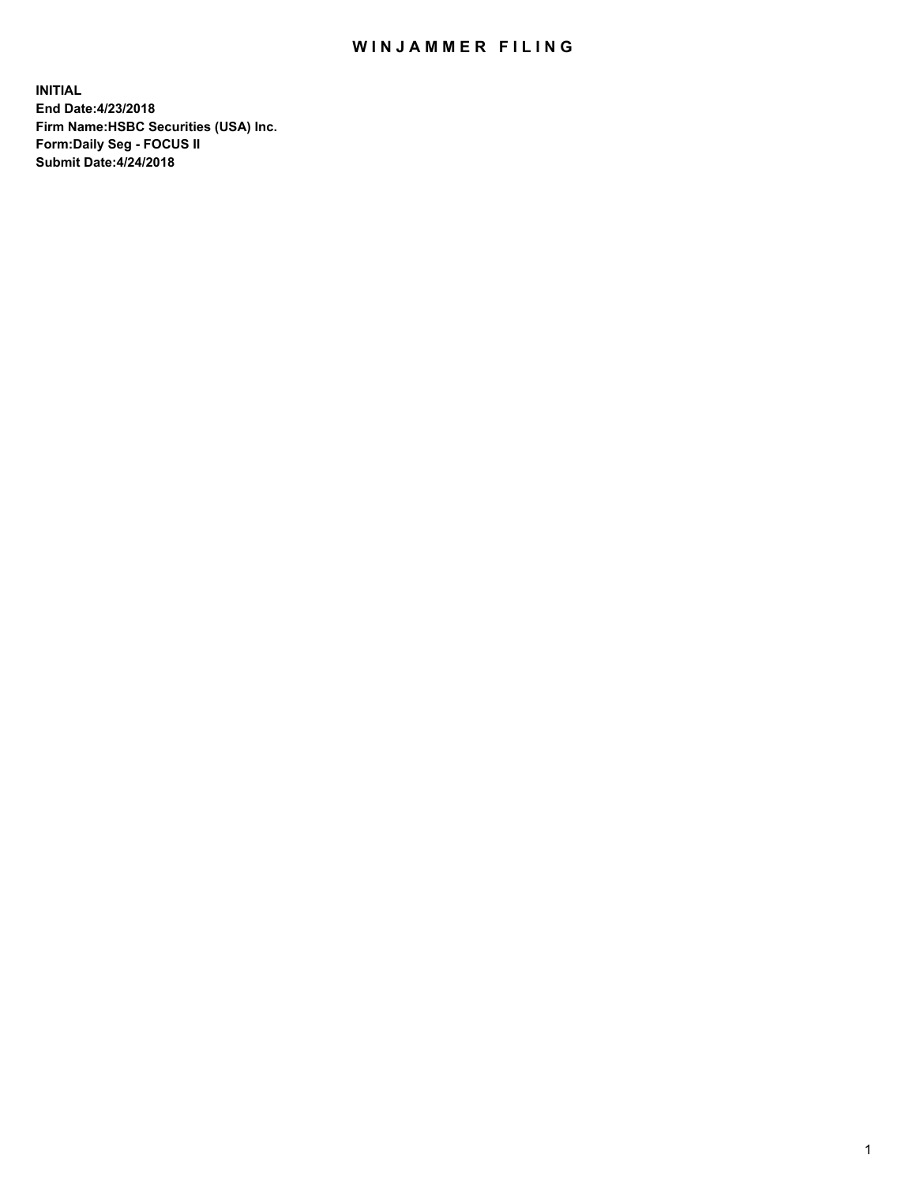# WINJAMMER FILING

**INITIAL**
**End Date:4/23/2018**
**Firm Name:HSBC Securities (USA) Inc.**
**Form:Daily Seg - FOCUS II**
**Submit Date:4/24/2018**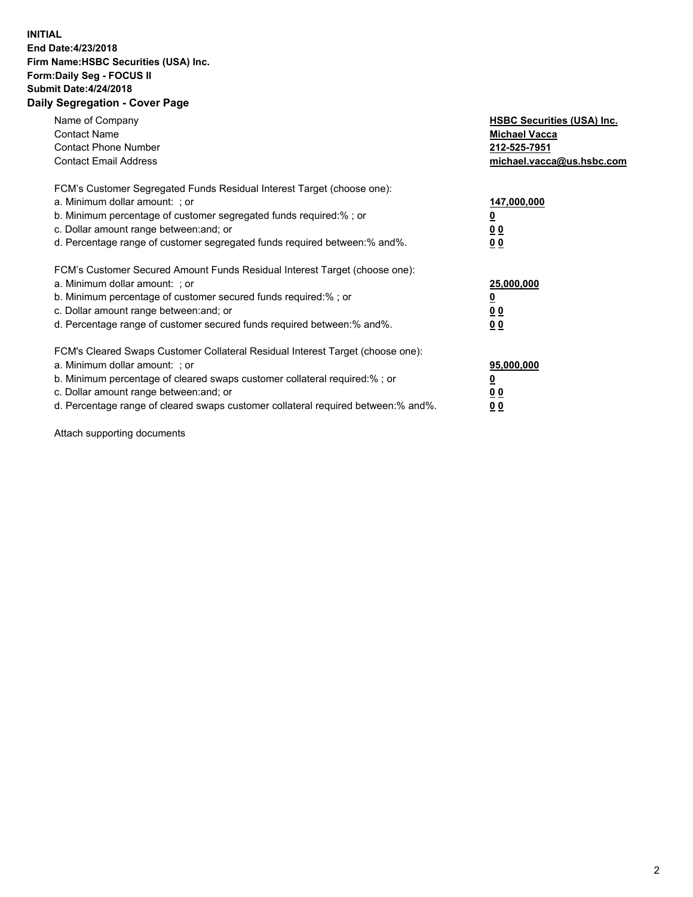**INITIAL**
**End Date:4/23/2018**
**Firm Name:HSBC Securities (USA) Inc.**
**Form:Daily Seg - FOCUS II**
**Submit Date:4/24/2018**

## Daily Segregation - Cover Page

| | |
|---|---|
| Name of Company | **HSBC Securities (USA) Inc.** |
| Contact Name | **Michael Vacca** |
| Contact Phone Number | **212-525-7951** |
| Contact Email Address | **michael.vacca@us.hsbc.com** |

| | |
|---|---|
| FCM's Customer Segregated Funds Residual Interest Target (choose one): | |
| a. Minimum dollar amount: ; or | **147,000,000** |
| b. Minimum percentage of customer segregated funds required:% ; or | **0** |
| c. Dollar amount range between:and; or | **0 0** |
| d. Percentage range of customer segregated funds required between:% and%. | **0 0** |

| | |
|---|---|
| FCM's Customer Secured Amount Funds Residual Interest Target (choose one): | |
| a. Minimum dollar amount: ; or | **25,000,000** |
| b. Minimum percentage of customer secured funds required:% ; or | **0** |
| c. Dollar amount range between:and; or | **0 0** |
| d. Percentage range of customer secured funds required between:% and%. | **0 0** |

| | |
|---|---|
| FCM's Cleared Swaps Customer Collateral Residual Interest Target (choose one): | |
| a. Minimum dollar amount: ; or | **95,000,000** |
| b. Minimum percentage of cleared swaps customer collateral required:% ; or | **0** |
| c. Dollar amount range between:and; or | **0 0** |
| d. Percentage range of cleared swaps customer collateral required between:% and%. | **0 0** |

Attach supporting documents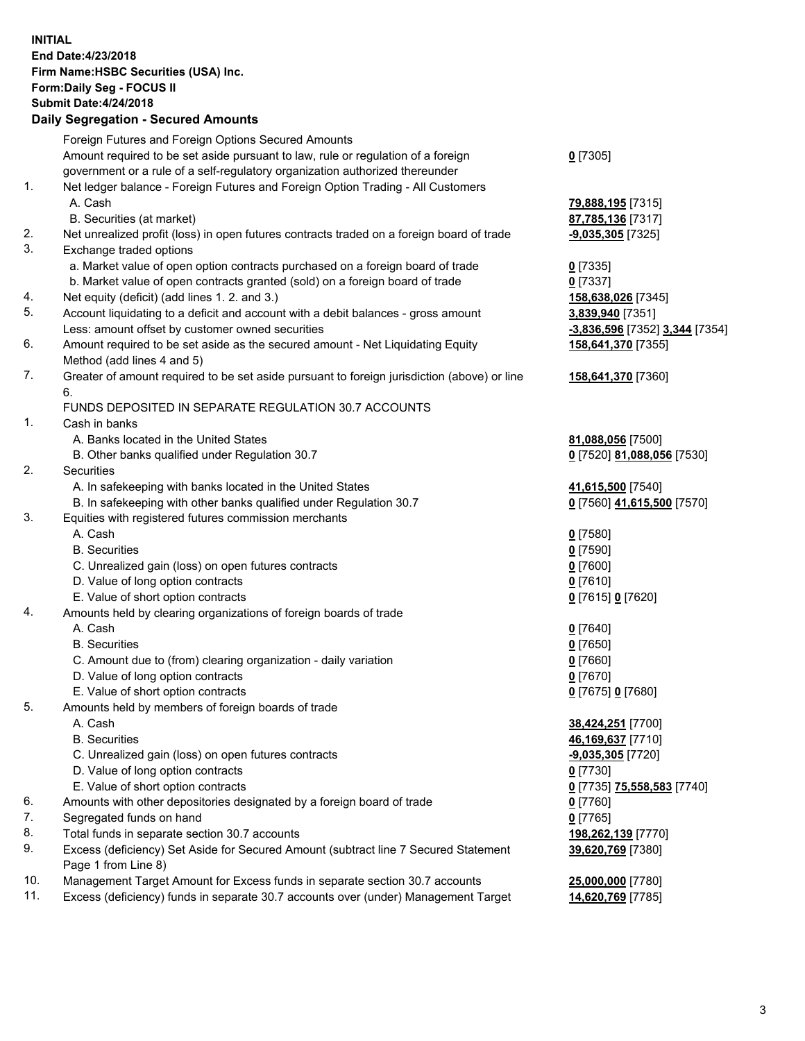**INITIAL**
**End Date:4/23/2018**
**Firm Name:HSBC Securities (USA) Inc.**
**Form:Daily Seg - FOCUS II**
**Submit Date:4/24/2018**

## Daily Segregation - Secured Amounts

| | | |
|---|---|---|
| | Foreign Futures and Foreign Options Secured Amounts | |
| | Amount required to be set aside pursuant to law, rule or regulation of a foreign government or a rule of a self-regulatory organization authorized thereunder | **0** [7305] |
| 1. | Net ledger balance - Foreign Futures and Foreign Option Trading - All Customers | |
| | A. Cash | **79,888,195** [7315] |
| | B. Securities (at market) | **87,785,136** [7317] |
| 2. | Net unrealized profit (loss) in open futures contracts traded on a foreign board of trade | **-9,035,305** [7325] |
| 3. | Exchange traded options | |
| | a. Market value of open option contracts purchased on a foreign board of trade | **0** [7335] |
| | b. Market value of open contracts granted (sold) on a foreign board of trade | **0** [7337] |
| 4. | Net equity (deficit) (add lines 1. 2. and 3.) | **158,638,026** [7345] |
| 5. | Account liquidating to a deficit and account with a debit balances - gross amount | **3,839,940** [7351] |
| | Less: amount offset by customer owned securities | **-3,836,596** [7352] **3,344** [7354] |
| 6. | Amount required to be set aside as the secured amount - Net Liquidating Equity Method (add lines 4 and 5) | **158,641,370** [7355] |
| 7. | Greater of amount required to be set aside pursuant to foreign jurisdiction (above) or line 6. | **158,641,370** [7360] |
| | FUNDS DEPOSITED IN SEPARATE REGULATION 30.7 ACCOUNTS | |
| 1. | Cash in banks | |
| | A. Banks located in the United States | **81,088,056** [7500] |
| | B. Other banks qualified under Regulation 30.7 | **0** [7520] **81,088,056** [7530] |
| 2. | Securities | |
| | A. In safekeeping with banks located in the United States | **41,615,500** [7540] |
| | B. In safekeeping with other banks qualified under Regulation 30.7 | **0** [7560] **41,615,500** [7570] |
| 3. | Equities with registered futures commission merchants | |
| | A. Cash | **0** [7580] |
| | B. Securities | **0** [7590] |
| | C. Unrealized gain (loss) on open futures contracts | **0** [7600] |
| | D. Value of long option contracts | **0** [7610] |
| | E. Value of short option contracts | **0** [7615] **0** [7620] |
| 4. | Amounts held by clearing organizations of foreign boards of trade | |
| | A. Cash | **0** [7640] |
| | B. Securities | **0** [7650] |
| | C. Amount due to (from) clearing organization - daily variation | **0** [7660] |
| | D. Value of long option contracts | **0** [7670] |
| | E. Value of short option contracts | **0** [7675] **0** [7680] |
| 5. | Amounts held by members of foreign boards of trade | |
| | A. Cash | **38,424,251** [7700] |
| | B. Securities | **46,169,637** [7710] |
| | C. Unrealized gain (loss) on open futures contracts | **-9,035,305** [7720] |
| | D. Value of long option contracts | **0** [7730] |
| | E. Value of short option contracts | **0** [7735] **75,558,583** [7740] |
| 6. | Amounts with other depositories designated by a foreign board of trade | **0** [7760] |
| 7. | Segregated funds on hand | **0** [7765] |
| 8. | Total funds in separate section 30.7 accounts | **198,262,139** [7770] |
| 9. | Excess (deficiency) Set Aside for Secured Amount (subtract line 7 Secured Statement Page 1 from Line 8) | **39,620,769** [7380] |
| 10. | Management Target Amount for Excess funds in separate section 30.7 accounts | **25,000,000** [7780] |
| 11. | Excess (deficiency) funds in separate 30.7 accounts over (under) Management Target | **14,620,769** [7785] |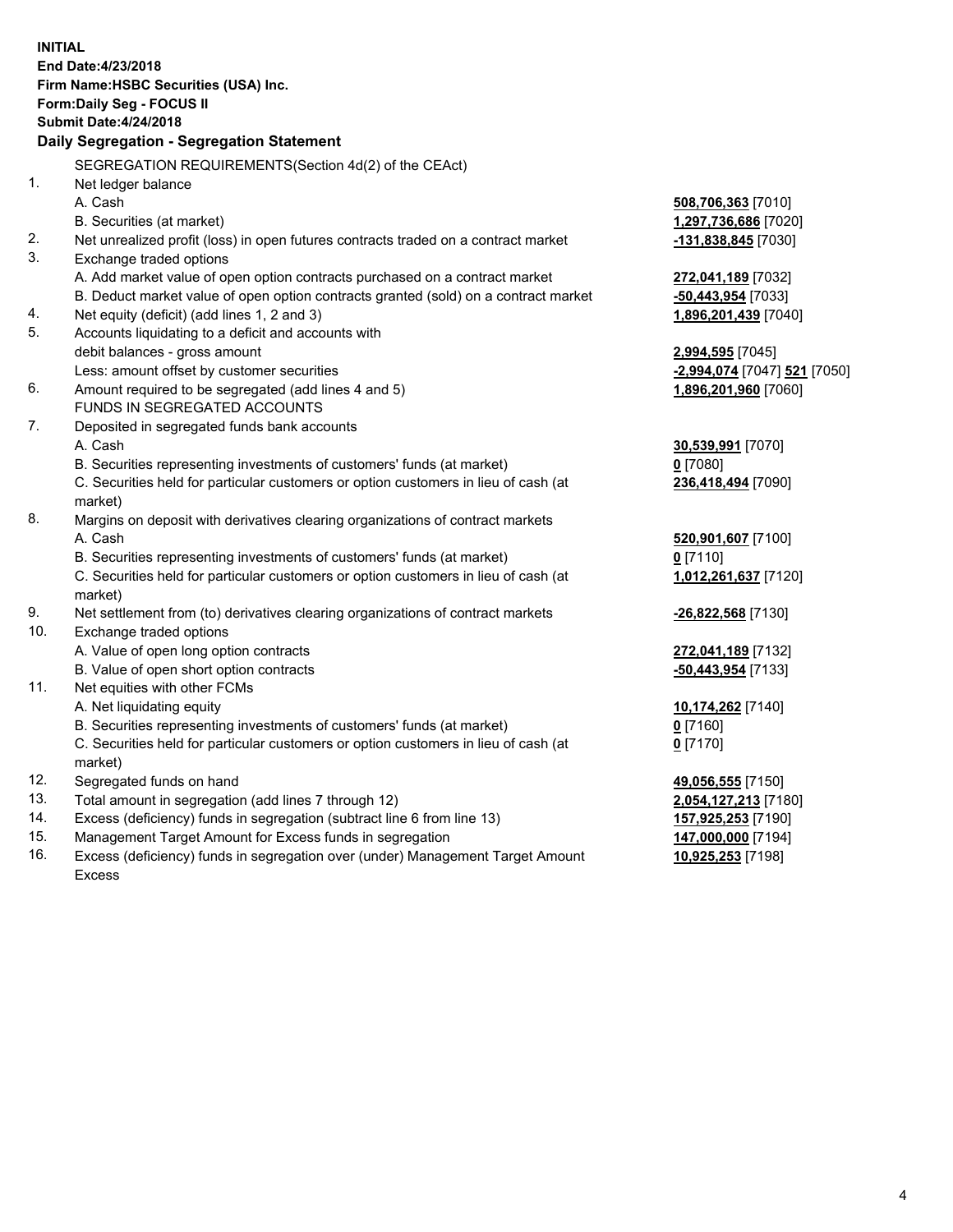**INITIAL**
**End Date:4/23/2018**
**Firm Name:HSBC Securities (USA) Inc.**
**Form:Daily Seg - FOCUS II**
**Submit Date:4/24/2018**

## Daily Segregation - Segregation Statement

| | SEGREGATION REQUIREMENTS(Section 4d(2) of the CEAct) | |
|---|---|---|
| 1. | Net ledger balance | |
| | A. Cash | **508,706,363** [7010] |
| | B. Securities (at market) | **1,297,736,686** [7020] |
| 2. | Net unrealized profit (loss) in open futures contracts traded on a contract market | **-131,838,845** [7030] |
| 3. | Exchange traded options | |
| | A. Add market value of open option contracts purchased on a contract market | **272,041,189** [7032] |
| | B. Deduct market value of open option contracts granted (sold) on a contract market | **-50,443,954** [7033] |
| 4. | Net equity (deficit) (add lines 1, 2 and 3) | **1,896,201,439** [7040] |
| 5. | Accounts liquidating to a deficit and accounts with debit balances - gross amount | **2,994,595** [7045] |
| | Less: amount offset by customer securities | **-2,994,074** [7047] **521** [7050] |
| 6. | Amount required to be segregated (add lines 4 and 5) | **1,896,201,960** [7060] |
| | FUNDS IN SEGREGATED ACCOUNTS | |
| 7. | Deposited in segregated funds bank accounts | |
| | A. Cash | **30,539,991** [7070] |
| | B. Securities representing investments of customers' funds (at market) | **0** [7080] |
| | C. Securities held for particular customers or option customers in lieu of cash (at market) | **236,418,494** [7090] |
| 8. | Margins on deposit with derivatives clearing organizations of contract markets | |
| | A. Cash | **520,901,607** [7100] |
| | B. Securities representing investments of customers' funds (at market) | **0** [7110] |
| | C. Securities held for particular customers or option customers in lieu of cash (at market) | **1,012,261,637** [7120] |
| 9. | Net settlement from (to) derivatives clearing organizations of contract markets | **-26,822,568** [7130] |
| 10. | Exchange traded options | |
| | A. Value of open long option contracts | **272,041,189** [7132] |
| | B. Value of open short option contracts | **-50,443,954** [7133] |
| 11. | Net equities with other FCMs | |
| | A. Net liquidating equity | **10,174,262** [7140] |
| | B. Securities representing investments of customers' funds (at market) | **0** [7160] |
| | C. Securities held for particular customers or option customers in lieu of cash (at market) | **0** [7170] |
| 12. | Segregated funds on hand | **49,056,555** [7150] |
| 13. | Total amount in segregation (add lines 7 through 12) | **2,054,127,213** [7180] |
| 14. | Excess (deficiency) funds in segregation (subtract line 6 from line 13) | **157,925,253** [7190] |
| 15. | Management Target Amount for Excess funds in segregation | **147,000,000** [7194] |
| 16. | Excess (deficiency) funds in segregation over (under) Management Target Amount Excess | **10,925,253** [7198] |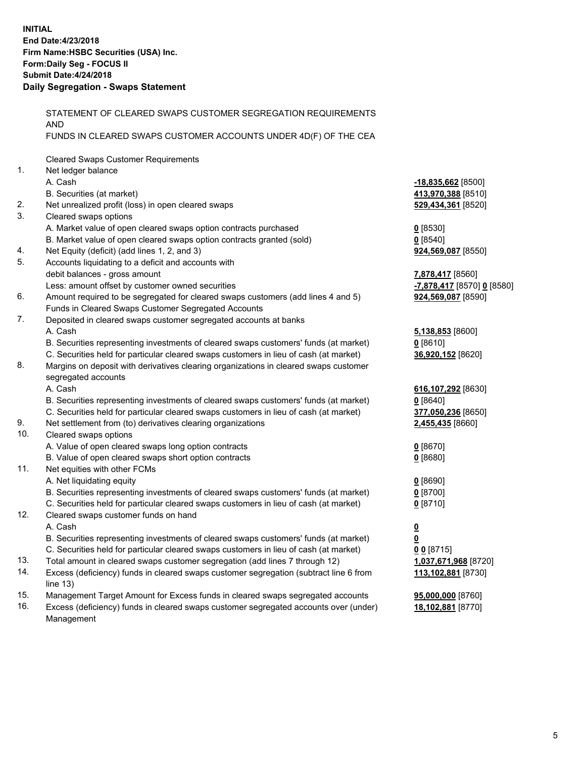**INITIAL**
**End Date:4/23/2018**
**Firm Name:HSBC Securities (USA) Inc.**
**Form:Daily Seg - FOCUS II**
**Submit Date:4/24/2018**
**Daily Segregation - Swaps Statement**

STATEMENT OF CLEARED SWAPS CUSTOMER SEGREGATION REQUIREMENTS AND FUNDS IN CLEARED SWAPS CUSTOMER ACCOUNTS UNDER 4D(F) OF THE CEA

| | | |
|---|---|---|
| | Cleared Swaps Customer Requirements | |
| 1. | Net ledger balance | |
| | A. Cash | **-18,835,662** [8500] |
| | B. Securities (at market) | **413,970,388** [8510] |
| 2. | Net unrealized profit (loss) in open cleared swaps | **529,434,361** [8520] |
| 3. | Cleared swaps options | |
| | A. Market value of open cleared swaps option contracts purchased | **0** [8530] |
| | B. Market value of open cleared swaps option contracts granted (sold) | **0** [8540] |
| 4. | Net Equity (deficit) (add lines 1, 2, and 3) | **924,569,087** [8550] |
| 5. | Accounts liquidating to a deficit and accounts with debit balances - gross amount | **7,878,417** [8560] |
| | Less: amount offset by customer owned securities | **-7,878,417** [8570] **0** [8580] |
| 6. | Amount required to be segregated for cleared swaps customers (add lines 4 and 5) | **924,569,087** [8590] |
| | Funds in Cleared Swaps Customer Segregated Accounts | |
| 7. | Deposited in cleared swaps customer segregated accounts at banks | |
| | A. Cash | **5,138,853** [8600] |
| | B. Securities representing investments of cleared swaps customers' funds (at market) | **0** [8610] |
| | C. Securities held for particular cleared swaps customers in lieu of cash (at market) | **36,920,152** [8620] |
| 8. | Margins on deposit with derivatives clearing organizations in cleared swaps customer segregated accounts | |
| | A. Cash | **616,107,292** [8630] |
| | B. Securities representing investments of cleared swaps customers' funds (at market) | **0** [8640] |
| | C. Securities held for particular cleared swaps customers in lieu of cash (at market) | **377,050,236** [8650] |
| 9. | Net settlement from (to) derivatives clearing organizations | **2,455,435** [8660] |
| 10. | Cleared swaps options | |
| | A. Value of open cleared swaps long option contracts | **0** [8670] |
| | B. Value of open cleared swaps short option contracts | **0** [8680] |
| 11. | Net equities with other FCMs | |
| | A. Net liquidating equity | **0** [8690] |
| | B. Securities representing investments of cleared swaps customers' funds (at market) | **0** [8700] |
| | C. Securities held for particular cleared swaps customers in lieu of cash (at market) | **0** [8710] |
| 12. | Cleared swaps customer funds on hand | |
| | A. Cash | **0** |
| | B. Securities representing investments of cleared swaps customers' funds (at market) | **0** |
| | C. Securities held for particular cleared swaps customers in lieu of cash (at market) | **0** **0** [8715] |
| 13. | Total amount in cleared swaps customer segregation (add lines 7 through 12) | **1,037,671,968** [8720] |
| 14. | Excess (deficiency) funds in cleared swaps customer segregation (subtract line 6 from line 13) | **113,102,881** [8730] |
| 15. | Management Target Amount for Excess funds in cleared swaps segregated accounts | **95,000,000** [8760] |
| 16. | Excess (deficiency) funds in cleared swaps customer segregated accounts over (under) Management | **18,102,881** [8770] |